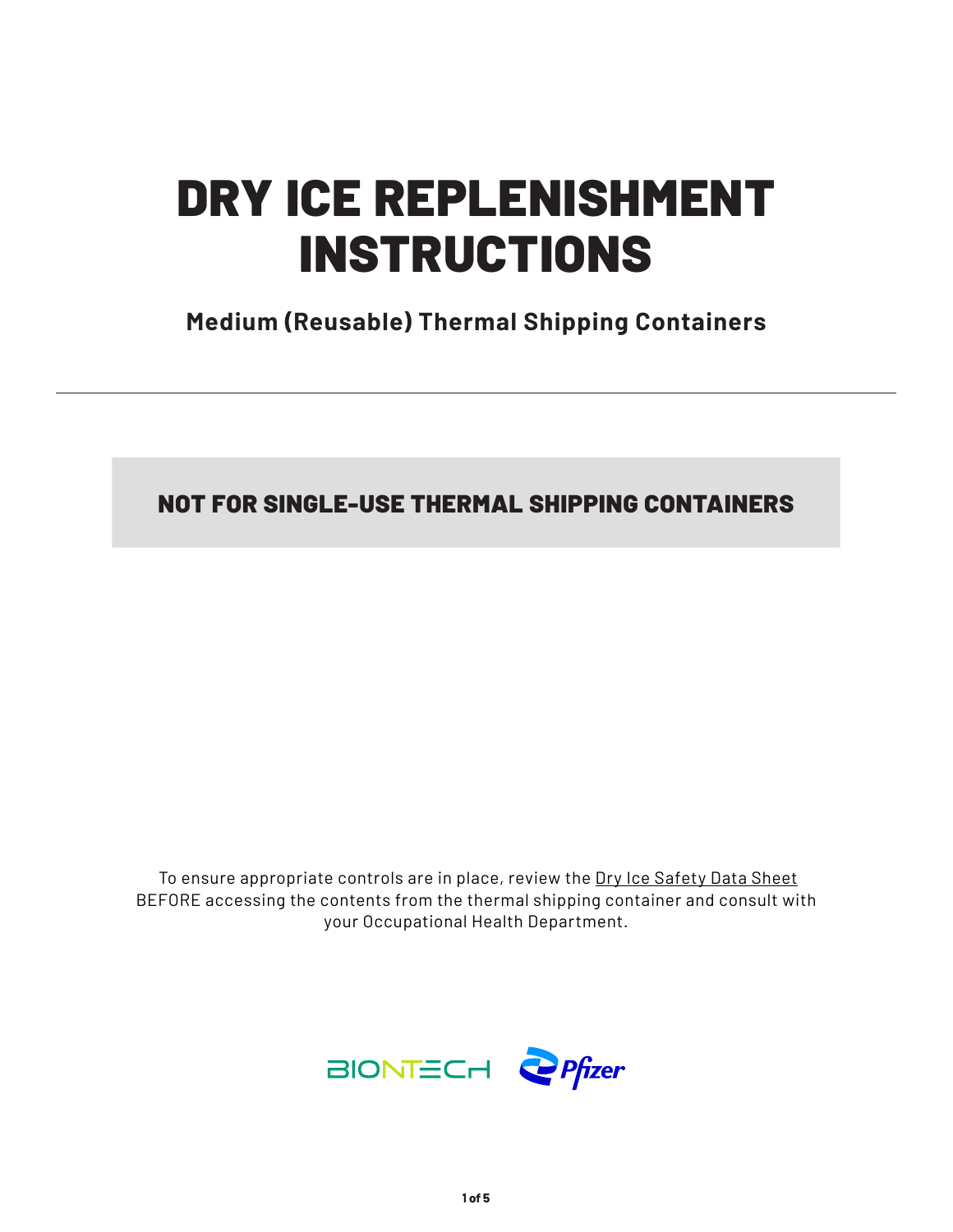# DRY ICE REPLENISHMENT INSTRUCTIONS

## Medium (Reusable) Thermal Shipping Containers

---

**NOT FOR SINGLE-USE THERMAL SHIPPING CONTAINERS**

To ensure appropriate controls are in place, review the Dry Ice Safety Data Sheet BEFORE accessing the contents from the thermal shipping container and consult with your Occupational Health Department.

BIONTECH Pfizer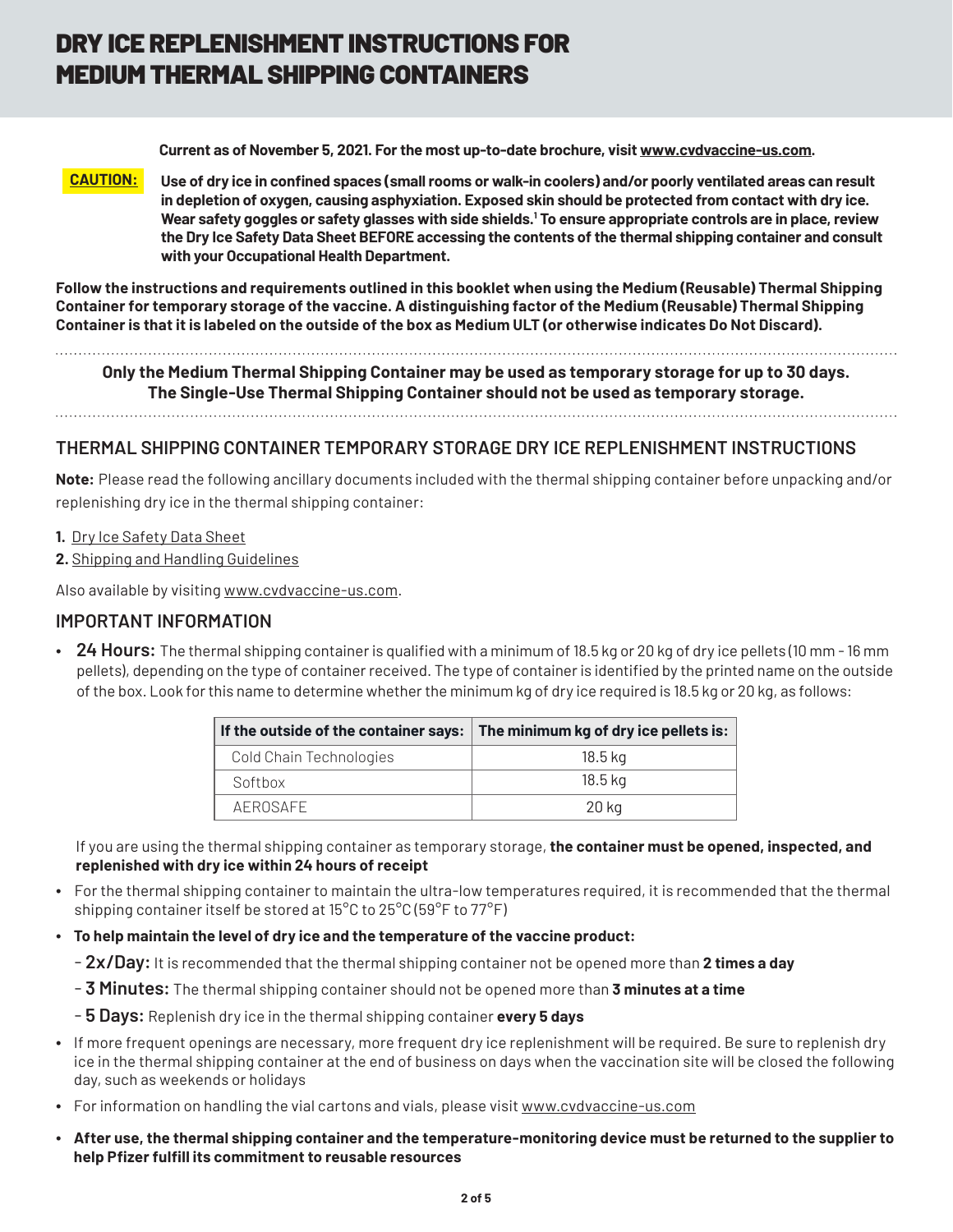# DRY ICE REPLENISHMENT INSTRUCTIONS FOR MEDIUM THERMAL SHIPPING CONTAINERS

**Current as of November 5, 2021. For the most up-to-date brochure, visit www.cvdvaccine-us.com.**

**CAUTION:** **Use of dry ice in confined spaces (small rooms or walk-in coolers) and/or poorly ventilated areas can result in depletion of oxygen, causing asphyxiation. Exposed skin should be protected from contact with dry ice. Wear safety goggles or safety glasses with side shields.[1] To ensure appropriate controls are in place, review the Dry Ice Safety Data Sheet BEFORE accessing the contents of the thermal shipping container and consult with your Occupational Health Department.**

**Follow the instructions and requirements outlined in this booklet when using the Medium (Reusable) Thermal Shipping Container for temporary storage of the vaccine. A distinguishing factor of the Medium (Reusable) Thermal Shipping Container is that it is labeled on the outside of the box as Medium ULT (or otherwise indicates Do Not Discard).**

**Only the Medium Thermal Shipping Container may be used as temporary storage for up to 30 days. The Single-Use Thermal Shipping Container should not be used as temporary storage.**

## THERMAL SHIPPING CONTAINER TEMPORARY STORAGE DRY ICE REPLENISHMENT INSTRUCTIONS

**Note:** Please read the following ancillary documents included with the thermal shipping container before unpacking and/or replenishing dry ice in the thermal shipping container:

1. Dry Ice Safety Data Sheet
2. Shipping and Handling Guidelines

Also available by visiting www.cvdvaccine-us.com.

## IMPORTANT INFORMATION

- **24 Hours:** The thermal shipping container is qualified with a minimum of 18.5 kg or 20 kg of dry ice pellets (10 mm - 16 mm pellets), depending on the type of container received. The type of container is identified by the printed name on the outside of the box. Look for this name to determine whether the minimum kg of dry ice required is 18.5 kg or 20 kg, as follows:

| If the outside of the container says: | The minimum kg of dry ice pellets is: |
| --- | --- |
| Cold Chain Technologies | 18.5 kg |
| Softbox | 18.5 kg |
| AEROSAFE | 20 kg |

  If you are using the thermal shipping container as temporary storage, **the container must be opened, inspected, and replenished with dry ice within 24 hours of receipt**

- For the thermal shipping container to maintain the ultra-low temperatures required, it is recommended that the thermal shipping container itself be stored at 15°C to 25°C (59°F to 77°F)
- **To help maintain the level of dry ice and the temperature of the vaccine product:**
  - **2x/Day:** It is recommended that the thermal shipping container not be opened more than **2 times a day**
  - **3 Minutes:** The thermal shipping container should not be opened more than **3 minutes at a time**
  - **5 Days:** Replenish dry ice in the thermal shipping container **every 5 days**
- If more frequent openings are necessary, more frequent dry ice replenishment will be required. Be sure to replenish dry ice in the thermal shipping container at the end of business on days when the vaccination site will be closed the following day, such as weekends or holidays
- For information on handling the vial cartons and vials, please visit www.cvdvaccine-us.com
- **After use, the thermal shipping container and the temperature-monitoring device must be returned to the supplier to help Pfizer fulfill its commitment to reusable resources**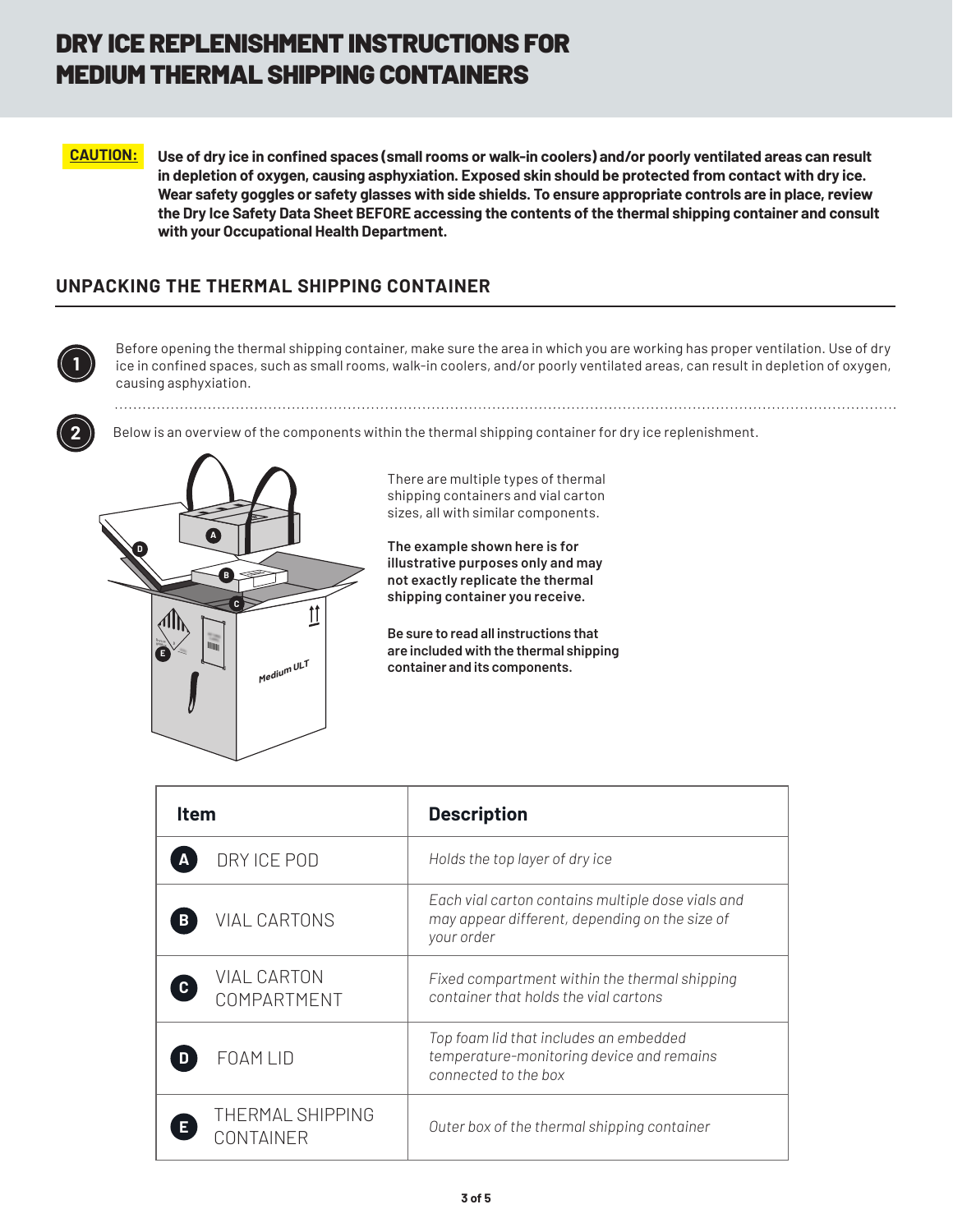# DRY ICE REPLENISHMENT INSTRUCTIONS FOR MEDIUM THERMAL SHIPPING CONTAINERS

**CAUTION:** **Use of dry ice in confined spaces (small rooms or walk-in coolers) and/or poorly ventilated areas can result in depletion of oxygen, causing asphyxiation. Exposed skin should be protected from contact with dry ice. Wear safety goggles or safety glasses with side shields. To ensure appropriate controls are in place, review the Dry Ice Safety Data Sheet BEFORE accessing the contents of the thermal shipping container and consult with your Occupational Health Department.**

## UNPACKING THE THERMAL SHIPPING CONTAINER

1. Before opening the thermal shipping container, make sure the area in which you are working has proper ventilation. Use of dry ice in confined spaces, such as small rooms, walk-in coolers, and/or poorly ventilated areas, can result in depletion of oxygen, causing asphyxiation.

2. Below is an overview of the components within the thermal shipping container for dry ice replenishment.

There are multiple types of thermal shipping containers and vial carton sizes, all with similar components.

**The example shown here is for illustrative purposes only and may not exactly replicate the thermal shipping container you receive.**

**Be sure to read all instructions that are included with the thermal shipping container and its components.**

| Item | Description |
|---|---|
| **A** DRY ICE POD | *Holds the top layer of dry ice* |
| **B** VIAL CARTONS | *Each vial carton contains multiple dose vials and may appear different, depending on the size of your order* |
| **C** VIAL CARTON COMPARTMENT | *Fixed compartment within the thermal shipping container that holds the vial cartons* |
| **D** FOAM LID | *Top foam lid that includes an embedded temperature-monitoring device and remains connected to the box* |
| **E** THERMAL SHIPPING CONTAINER | *Outer box of the thermal shipping container* |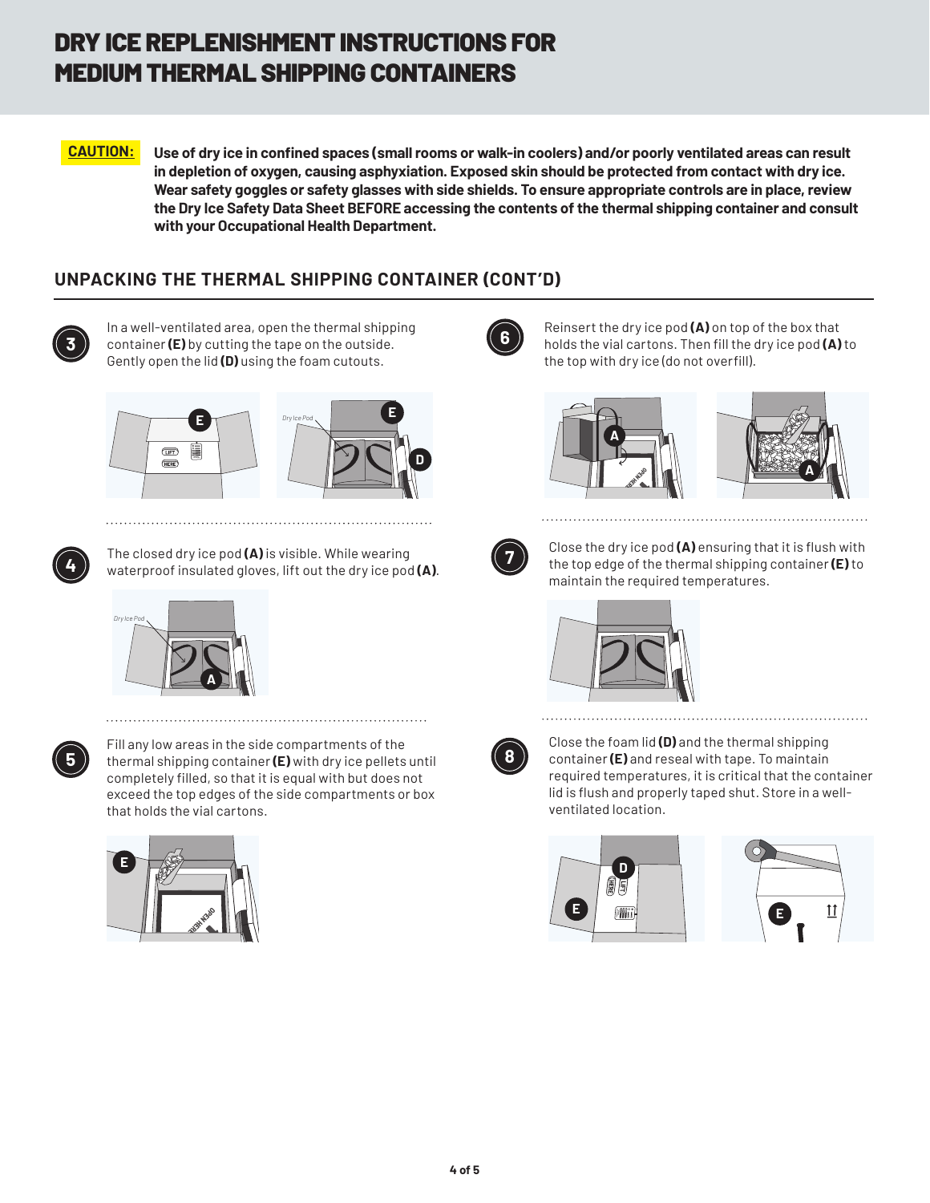# DRY ICE REPLENISHMENT INSTRUCTIONS FOR MEDIUM THERMAL SHIPPING CONTAINERS

**CAUTION:** **Use of dry ice in confined spaces (small rooms or walk-in coolers) and/or poorly ventilated areas can result in depletion of oxygen, causing asphyxiation. Exposed skin should be protected from contact with dry ice. Wear safety goggles or safety glasses with side shields. To ensure appropriate controls are in place, review the Dry Ice Safety Data Sheet BEFORE accessing the contents of the thermal shipping container and consult with your Occupational Health Department.**

## UNPACKING THE THERMAL SHIPPING CONTAINER (CONT'D)

**3** In a well-ventilated area, open the thermal shipping container **(E)** by cutting the tape on the outside. Gently open the lid **(D)** using the foam cutouts.

**4** The closed dry ice pod **(A)** is visible. While wearing waterproof insulated gloves, lift out the dry ice pod **(A)**.

**5** Fill any low areas in the side compartments of the thermal shipping container **(E)** with dry ice pellets until completely filled, so that it is equal with but does not exceed the top edges of the side compartments or box that holds the vial cartons.

**6** Reinsert the dry ice pod **(A)** on top of the box that holds the vial cartons. Then fill the dry ice pod **(A)** to the top with dry ice (do not overfill).

**7** Close the dry ice pod **(A)** ensuring that it is flush with the top edge of the thermal shipping container **(E)** to maintain the required temperatures.

**8** Close the foam lid **(D)** and the thermal shipping container **(E)** and reseal with tape. To maintain required temperatures, it is critical that the container lid is flush and properly taped shut. Store in a well-ventilated location.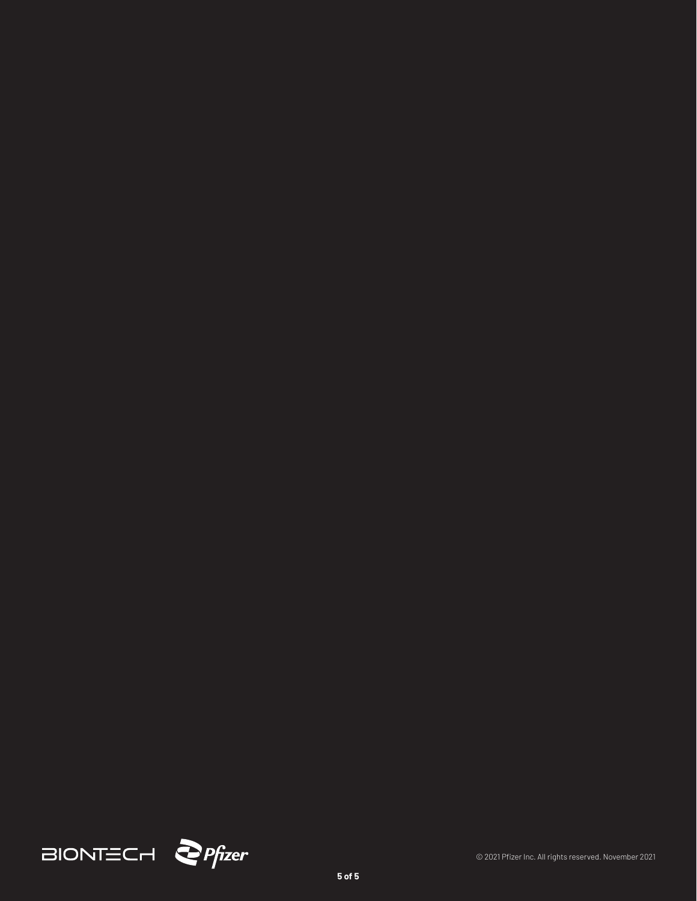BIONTECH Pfizer

© 2021 Pfizer Inc. All rights reserved. November 2021